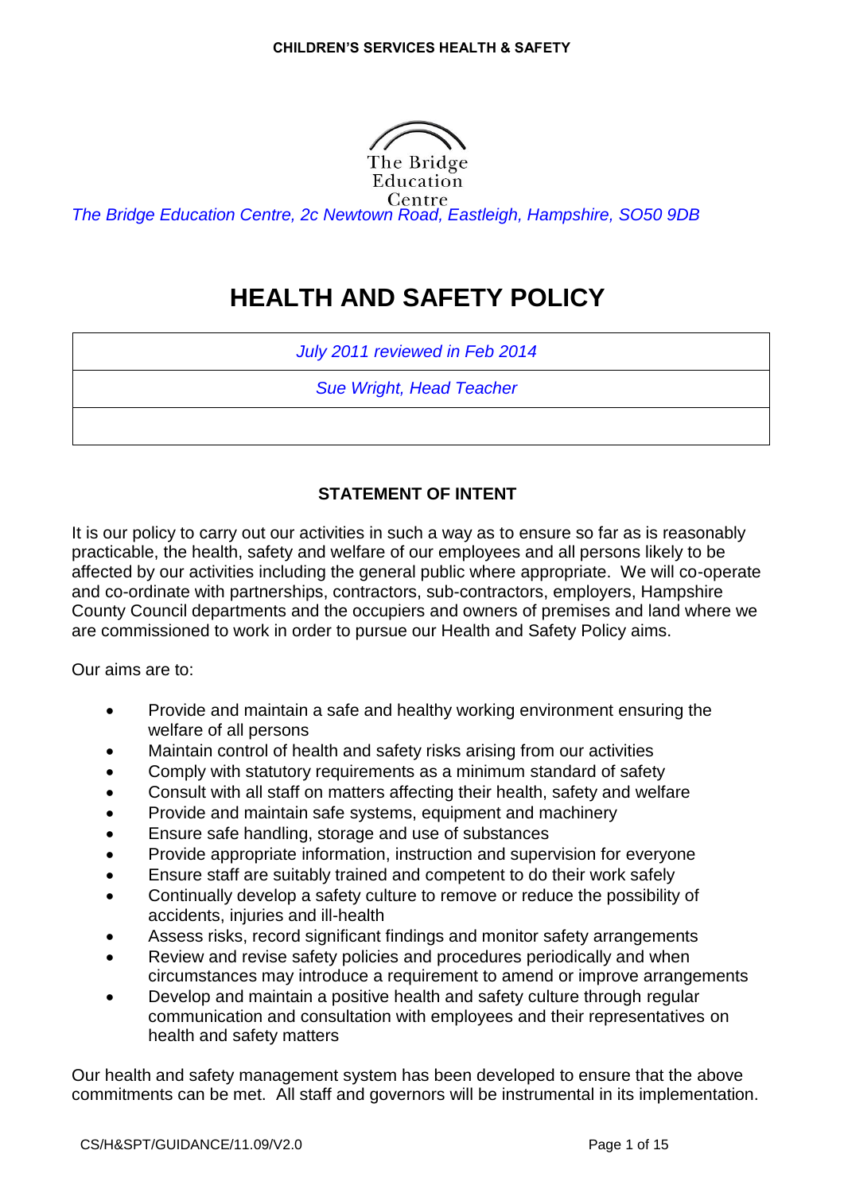The Bridge Education Centre

*The Bridge Education Centre, 2c Newtown Road, Eastleigh, Hampshire, SO50 9DB*

# HEALTH AND SAFETY POLICY

| *July 2011 reviewed in Feb 2014* |
| --- |
| *Sue Wright, Head Teacher* |
| |

## STATEMENT OF INTENT

It is our policy to carry out our activities in such a way as to ensure so far as is reasonably practicable, the health, safety and welfare of our employees and all persons likely to be affected by our activities including the general public where appropriate. We will co-operate and co-ordinate with partnerships, contractors, sub-contractors, employers, Hampshire County Council departments and the occupiers and owners of premises and land where we are commissioned to work in order to pursue our Health and Safety Policy aims.

Our aims are to:

- Provide and maintain a safe and healthy working environment ensuring the welfare of all persons
- Maintain control of health and safety risks arising from our activities
- Comply with statutory requirements as a minimum standard of safety
- Consult with all staff on matters affecting their health, safety and welfare
- Provide and maintain safe systems, equipment and machinery
- Ensure safe handling, storage and use of substances
- Provide appropriate information, instruction and supervision for everyone
- Ensure staff are suitably trained and competent to do their work safely
- Continually develop a safety culture to remove or reduce the possibility of accidents, injuries and ill-health
- Assess risks, record significant findings and monitor safety arrangements
- Review and revise safety policies and procedures periodically and when circumstances may introduce a requirement to amend or improve arrangements
- Develop and maintain a positive health and safety culture through regular communication and consultation with employees and their representatives on health and safety matters

Our health and safety management system has been developed to ensure that the above commitments can be met. All staff and governors will be instrumental in its implementation.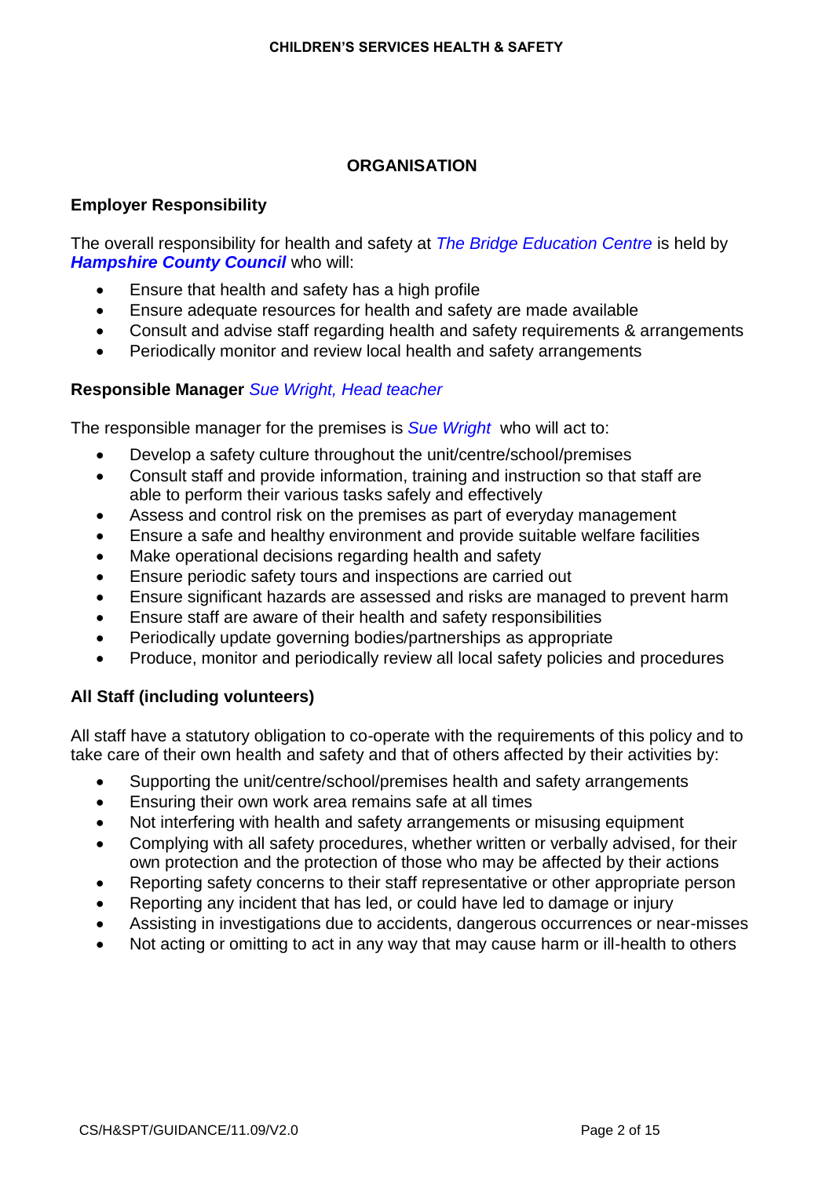## ORGANISATION

### Employer Responsibility

The overall responsibility for health and safety at *The Bridge Education Centre* is held by ***Hampshire County Council*** who will:

- Ensure that health and safety has a high profile
- Ensure adequate resources for health and safety are made available
- Consult and advise staff regarding health and safety requirements & arrangements
- Periodically monitor and review local health and safety arrangements

### Responsible Manager *Sue Wright, Head teacher*

The responsible manager for the premises is *Sue Wright* who will act to:

- Develop a safety culture throughout the unit/centre/school/premises
- Consult staff and provide information, training and instruction so that staff are able to perform their various tasks safely and effectively
- Assess and control risk on the premises as part of everyday management
- Ensure a safe and healthy environment and provide suitable welfare facilities
- Make operational decisions regarding health and safety
- Ensure periodic safety tours and inspections are carried out
- Ensure significant hazards are assessed and risks are managed to prevent harm
- Ensure staff are aware of their health and safety responsibilities
- Periodically update governing bodies/partnerships as appropriate
- Produce, monitor and periodically review all local safety policies and procedures

### All Staff (including volunteers)

All staff have a statutory obligation to co-operate with the requirements of this policy and to take care of their own health and safety and that of others affected by their activities by:

- Supporting the unit/centre/school/premises health and safety arrangements
- Ensuring their own work area remains safe at all times
- Not interfering with health and safety arrangements or misusing equipment
- Complying with all safety procedures, whether written or verbally advised, for their own protection and the protection of those who may be affected by their actions
- Reporting safety concerns to their staff representative or other appropriate person
- Reporting any incident that has led, or could have led to damage or injury
- Assisting in investigations due to accidents, dangerous occurrences or near-misses
- Not acting or omitting to act in any way that may cause harm or ill-health to others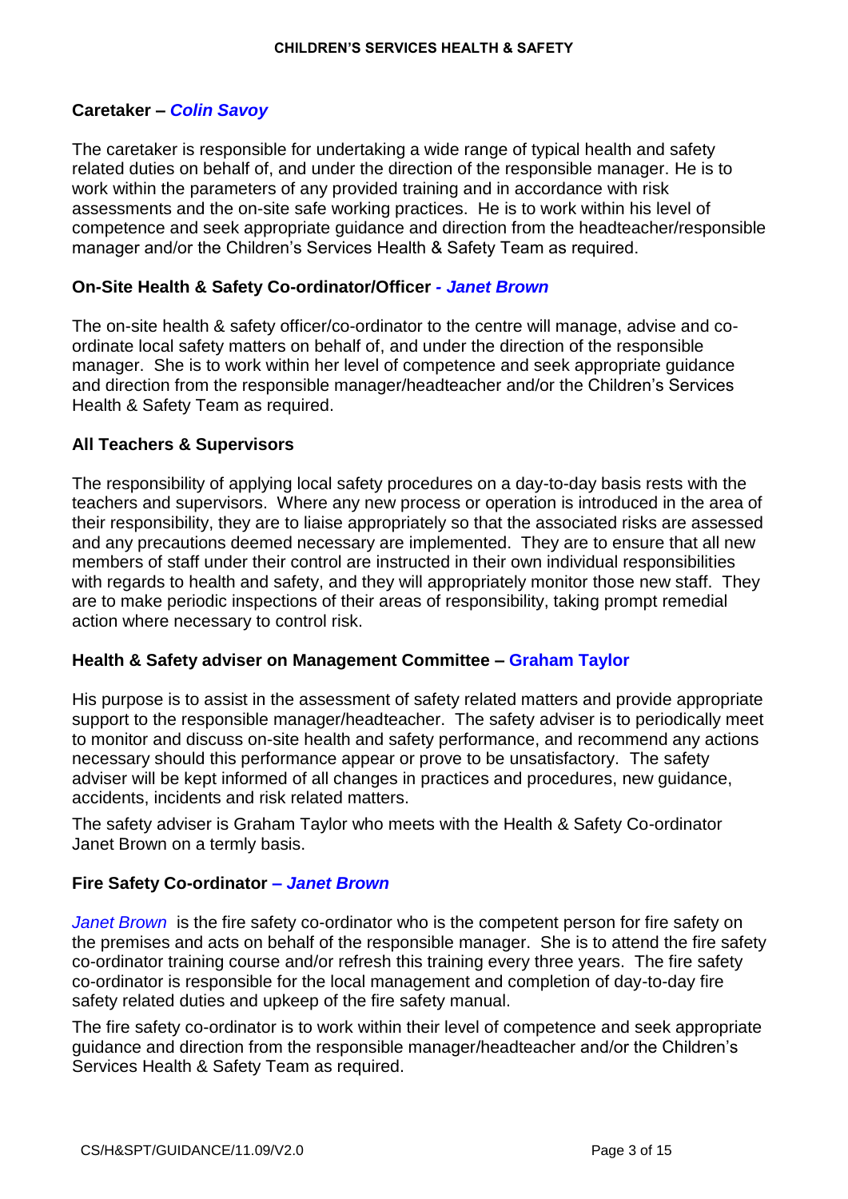### Caretaker – *Colin Savoy*

The caretaker is responsible for undertaking a wide range of typical health and safety related duties on behalf of, and under the direction of the responsible manager. He is to work within the parameters of any provided training and in accordance with risk assessments and the on-site safe working practices. He is to work within his level of competence and seek appropriate guidance and direction from the headteacher/responsible manager and/or the Children's Services Health & Safety Team as required.

### On-Site Health & Safety Co-ordinator/Officer - *Janet Brown*

The on-site health & safety officer/co-ordinator to the centre will manage, advise and co-ordinate local safety matters on behalf of, and under the direction of the responsible manager. She is to work within her level of competence and seek appropriate guidance and direction from the responsible manager/headteacher and/or the Children's Services Health & Safety Team as required.

### All Teachers & Supervisors

The responsibility of applying local safety procedures on a day-to-day basis rests with the teachers and supervisors. Where any new process or operation is introduced in the area of their responsibility, they are to liaise appropriately so that the associated risks are assessed and any precautions deemed necessary are implemented. They are to ensure that all new members of staff under their control are instructed in their own individual responsibilities with regards to health and safety, and they will appropriately monitor those new staff. They are to make periodic inspections of their areas of responsibility, taking prompt remedial action where necessary to control risk.

### Health & Safety adviser on Management Committee – Graham Taylor

His purpose is to assist in the assessment of safety related matters and provide appropriate support to the responsible manager/headteacher. The safety adviser is to periodically meet to monitor and discuss on-site health and safety performance, and recommend any actions necessary should this performance appear or prove to be unsatisfactory. The safety adviser will be kept informed of all changes in practices and procedures, new guidance, accidents, incidents and risk related matters.

The safety adviser is Graham Taylor who meets with the Health & Safety Co-ordinator Janet Brown on a termly basis.

### Fire Safety Co-ordinator – *Janet Brown*

*Janet Brown* is the fire safety co-ordinator who is the competent person for fire safety on the premises and acts on behalf of the responsible manager. She is to attend the fire safety co-ordinator training course and/or refresh this training every three years. The fire safety co-ordinator is responsible for the local management and completion of day-to-day fire safety related duties and upkeep of the fire safety manual.

The fire safety co-ordinator is to work within their level of competence and seek appropriate guidance and direction from the responsible manager/headteacher and/or the Children's Services Health & Safety Team as required.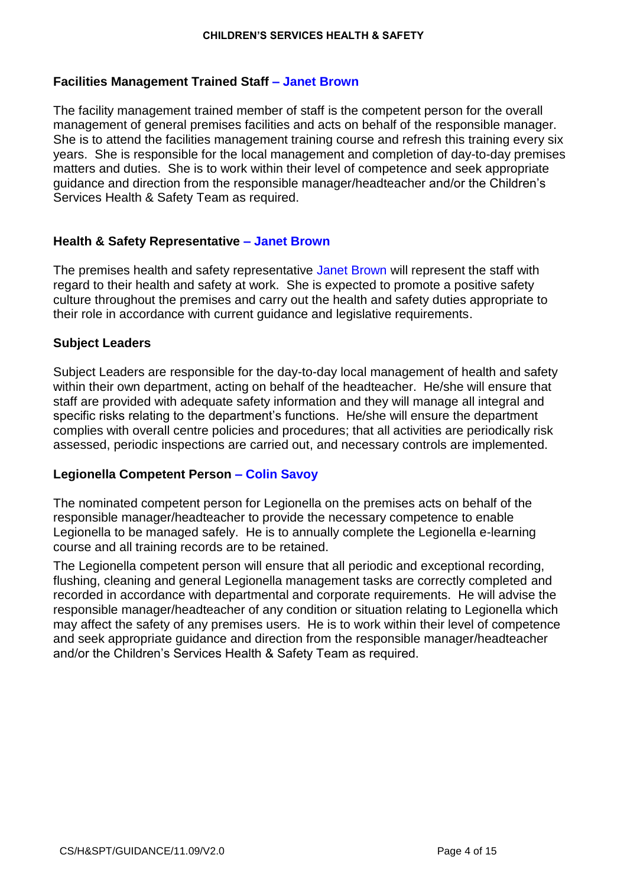### Facilities Management Trained Staff – Janet Brown

The facility management trained member of staff is the competent person for the overall management of general premises facilities and acts on behalf of the responsible manager. She is to attend the facilities management training course and refresh this training every six years. She is responsible for the local management and completion of day-to-day premises matters and duties. She is to work within their level of competence and seek appropriate guidance and direction from the responsible manager/headteacher and/or the Children's Services Health & Safety Team as required.

### Health & Safety Representative – Janet Brown

The premises health and safety representative Janet Brown will represent the staff with regard to their health and safety at work. She is expected to promote a positive safety culture throughout the premises and carry out the health and safety duties appropriate to their role in accordance with current guidance and legislative requirements.

### Subject Leaders

Subject Leaders are responsible for the day-to-day local management of health and safety within their own department, acting on behalf of the headteacher. He/she will ensure that staff are provided with adequate safety information and they will manage all integral and specific risks relating to the department's functions. He/she will ensure the department complies with overall centre policies and procedures; that all activities are periodically risk assessed, periodic inspections are carried out, and necessary controls are implemented.

### Legionella Competent Person – Colin Savoy

The nominated competent person for Legionella on the premises acts on behalf of the responsible manager/headteacher to provide the necessary competence to enable Legionella to be managed safely. He is to annually complete the Legionella e-learning course and all training records are to be retained.

The Legionella competent person will ensure that all periodic and exceptional recording, flushing, cleaning and general Legionella management tasks are correctly completed and recorded in accordance with departmental and corporate requirements. He will advise the responsible manager/headteacher of any condition or situation relating to Legionella which may affect the safety of any premises users. He is to work within their level of competence and seek appropriate guidance and direction from the responsible manager/headteacher and/or the Children's Services Health & Safety Team as required.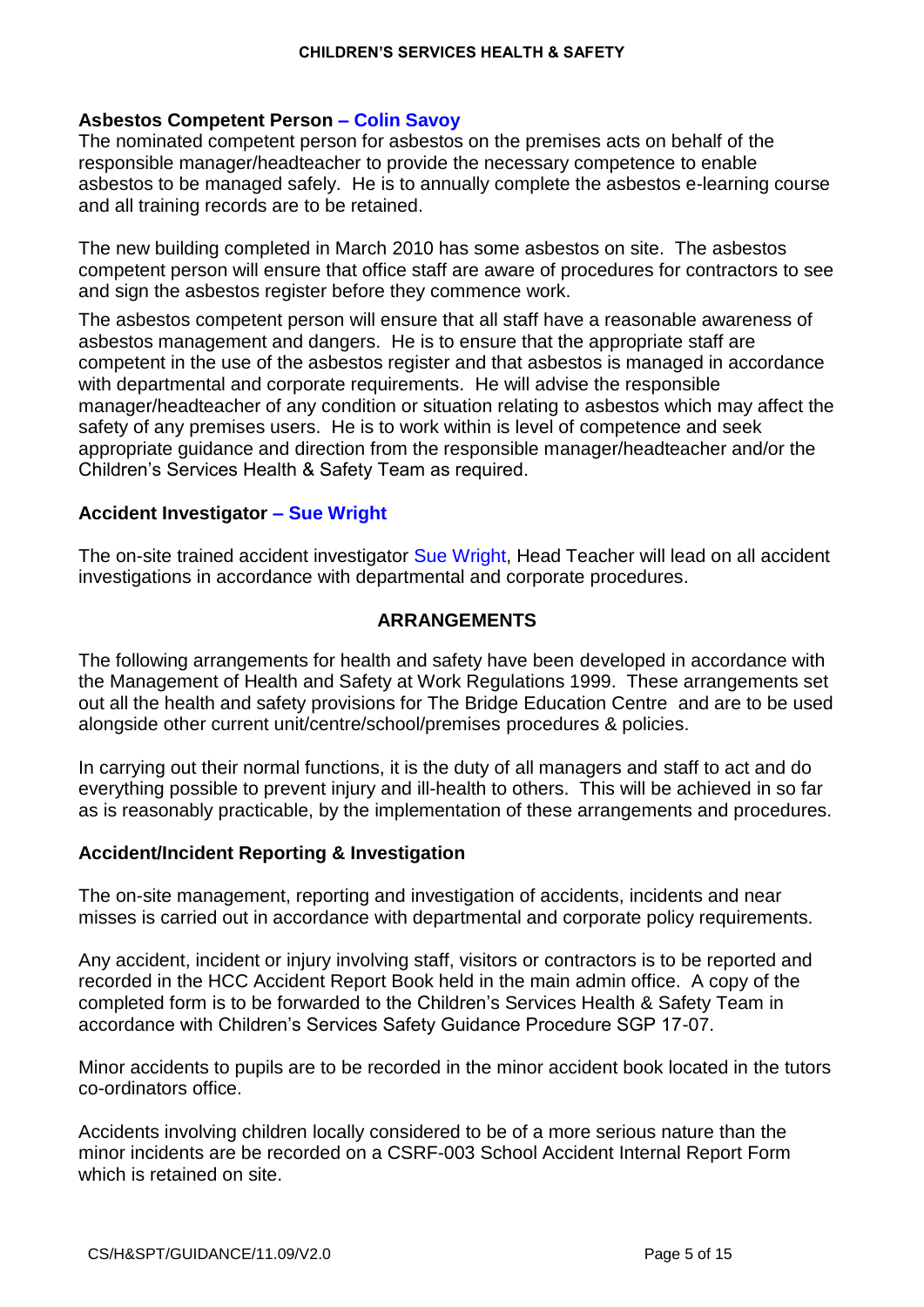**Asbestos Competent Person – Colin Savoy**

The nominated competent person for asbestos on the premises acts on behalf of the responsible manager/headteacher to provide the necessary competence to enable asbestos to be managed safely. He is to annually complete the asbestos e-learning course and all training records are to be retained.

The new building completed in March 2010 has some asbestos on site. The asbestos competent person will ensure that office staff are aware of procedures for contractors to see and sign the asbestos register before they commence work.

The asbestos competent person will ensure that all staff have a reasonable awareness of asbestos management and dangers. He is to ensure that the appropriate staff are competent in the use of the asbestos register and that asbestos is managed in accordance with departmental and corporate requirements. He will advise the responsible manager/headteacher of any condition or situation relating to asbestos which may affect the safety of any premises users. He is to work within is level of competence and seek appropriate guidance and direction from the responsible manager/headteacher and/or the Children's Services Health & Safety Team as required.

**Accident Investigator – Sue Wright**

The on-site trained accident investigator Sue Wright, Head Teacher will lead on all accident investigations in accordance with departmental and corporate procedures.

## ARRANGEMENTS

The following arrangements for health and safety have been developed in accordance with the Management of Health and Safety at Work Regulations 1999. These arrangements set out all the health and safety provisions for The Bridge Education Centre and are to be used alongside other current unit/centre/school/premises procedures & policies.

In carrying out their normal functions, it is the duty of all managers and staff to act and do everything possible to prevent injury and ill-health to others. This will be achieved in so far as is reasonably practicable, by the implementation of these arrangements and procedures.

**Accident/Incident Reporting & Investigation**

The on-site management, reporting and investigation of accidents, incidents and near misses is carried out in accordance with departmental and corporate policy requirements.

Any accident, incident or injury involving staff, visitors or contractors is to be reported and recorded in the HCC Accident Report Book held in the main admin office. A copy of the completed form is to be forwarded to the Children's Services Health & Safety Team in accordance with Children's Services Safety Guidance Procedure SGP 17-07.

Minor accidents to pupils are to be recorded in the minor accident book located in the tutors co-ordinators office.

Accidents involving children locally considered to be of a more serious nature than the minor incidents are be recorded on a CSRF-003 School Accident Internal Report Form which is retained on site.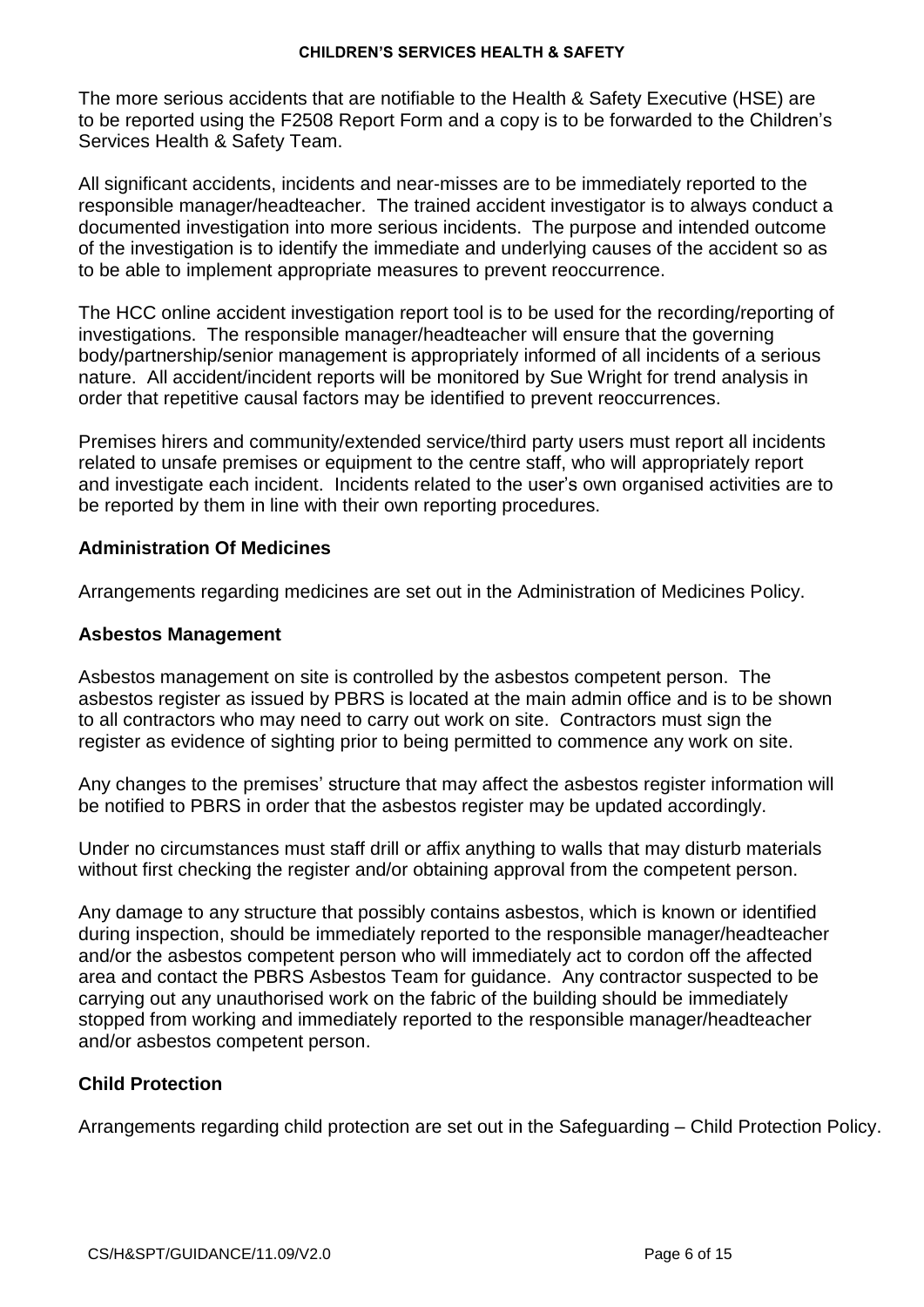The more serious accidents that are notifiable to the Health & Safety Executive (HSE) are to be reported using the F2508 Report Form and a copy is to be forwarded to the Children's Services Health & Safety Team.

All significant accidents, incidents and near-misses are to be immediately reported to the responsible manager/headteacher. The trained accident investigator is to always conduct a documented investigation into more serious incidents. The purpose and intended outcome of the investigation is to identify the immediate and underlying causes of the accident so as to be able to implement appropriate measures to prevent reoccurrence.

The HCC online accident investigation report tool is to be used for the recording/reporting of investigations. The responsible manager/headteacher will ensure that the governing body/partnership/senior management is appropriately informed of all incidents of a serious nature. All accident/incident reports will be monitored by Sue Wright for trend analysis in order that repetitive causal factors may be identified to prevent reoccurrences.

Premises hirers and community/extended service/third party users must report all incidents related to unsafe premises or equipment to the centre staff, who will appropriately report and investigate each incident. Incidents related to the user's own organised activities are to be reported by them in line with their own reporting procedures.

### Administration Of Medicines

Arrangements regarding medicines are set out in the Administration of Medicines Policy.

### Asbestos Management

Asbestos management on site is controlled by the asbestos competent person. The asbestos register as issued by PBRS is located at the main admin office and is to be shown to all contractors who may need to carry out work on site. Contractors must sign the register as evidence of sighting prior to being permitted to commence any work on site.

Any changes to the premises' structure that may affect the asbestos register information will be notified to PBRS in order that the asbestos register may be updated accordingly.

Under no circumstances must staff drill or affix anything to walls that may disturb materials without first checking the register and/or obtaining approval from the competent person.

Any damage to any structure that possibly contains asbestos, which is known or identified during inspection, should be immediately reported to the responsible manager/headteacher and/or the asbestos competent person who will immediately act to cordon off the affected area and contact the PBRS Asbestos Team for guidance. Any contractor suspected to be carrying out any unauthorised work on the fabric of the building should be immediately stopped from working and immediately reported to the responsible manager/headteacher and/or asbestos competent person.

### Child Protection

Arrangements regarding child protection are set out in the Safeguarding – Child Protection Policy.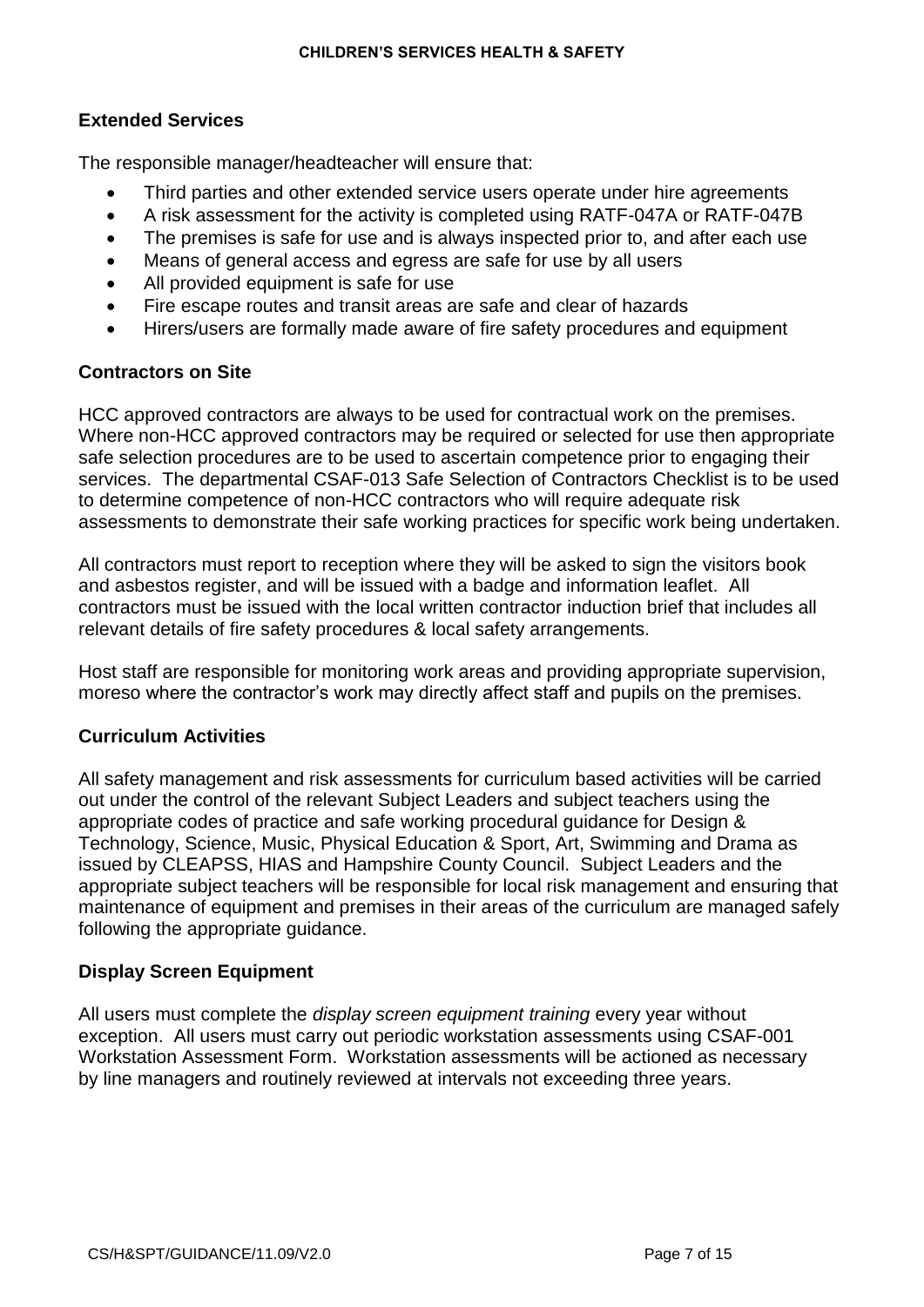## Extended Services

The responsible manager/headteacher will ensure that:

- Third parties and other extended service users operate under hire agreements
- A risk assessment for the activity is completed using RATF-047A or RATF-047B
- The premises is safe for use and is always inspected prior to, and after each use
- Means of general access and egress are safe for use by all users
- All provided equipment is safe for use
- Fire escape routes and transit areas are safe and clear of hazards
- Hirers/users are formally made aware of fire safety procedures and equipment

## Contractors on Site

HCC approved contractors are always to be used for contractual work on the premises. Where non-HCC approved contractors may be required or selected for use then appropriate safe selection procedures are to be used to ascertain competence prior to engaging their services. The departmental CSAF-013 Safe Selection of Contractors Checklist is to be used to determine competence of non-HCC contractors who will require adequate risk assessments to demonstrate their safe working practices for specific work being undertaken.

All contractors must report to reception where they will be asked to sign the visitors book and asbestos register, and will be issued with a badge and information leaflet. All contractors must be issued with the local written contractor induction brief that includes all relevant details of fire safety procedures & local safety arrangements.

Host staff are responsible for monitoring work areas and providing appropriate supervision, moreso where the contractor's work may directly affect staff and pupils on the premises.

## Curriculum Activities

All safety management and risk assessments for curriculum based activities will be carried out under the control of the relevant Subject Leaders and subject teachers using the appropriate codes of practice and safe working procedural guidance for Design & Technology, Science, Music, Physical Education & Sport, Art, Swimming and Drama as issued by CLEAPSS, HIAS and Hampshire County Council. Subject Leaders and the appropriate subject teachers will be responsible for local risk management and ensuring that maintenance of equipment and premises in their areas of the curriculum are managed safely following the appropriate guidance.

## Display Screen Equipment

All users must complete the *display screen equipment training* every year without exception. All users must carry out periodic workstation assessments using CSAF-001 Workstation Assessment Form. Workstation assessments will be actioned as necessary by line managers and routinely reviewed at intervals not exceeding three years.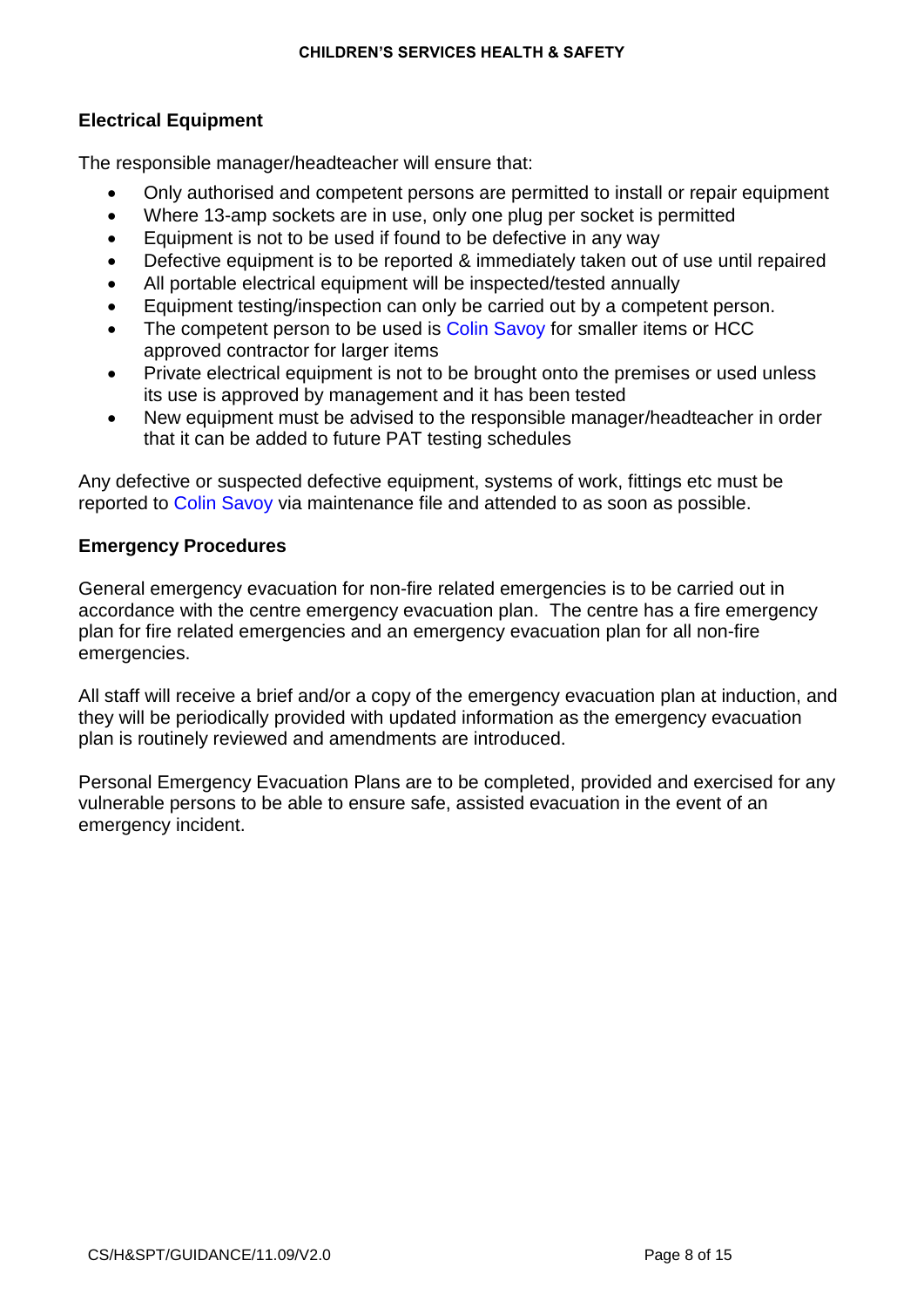## Electrical Equipment

The responsible manager/headteacher will ensure that:

- Only authorised and competent persons are permitted to install or repair equipment
- Where 13-amp sockets are in use, only one plug per socket is permitted
- Equipment is not to be used if found to be defective in any way
- Defective equipment is to be reported & immediately taken out of use until repaired
- All portable electrical equipment will be inspected/tested annually
- Equipment testing/inspection can only be carried out by a competent person.
- The competent person to be used is Colin Savoy for smaller items or HCC approved contractor for larger items
- Private electrical equipment is not to be brought onto the premises or used unless its use is approved by management and it has been tested
- New equipment must be advised to the responsible manager/headteacher in order that it can be added to future PAT testing schedules

Any defective or suspected defective equipment, systems of work, fittings etc must be reported to Colin Savoy via maintenance file and attended to as soon as possible.

## Emergency Procedures

General emergency evacuation for non-fire related emergencies is to be carried out in accordance with the centre emergency evacuation plan. The centre has a fire emergency plan for fire related emergencies and an emergency evacuation plan for all non-fire emergencies.

All staff will receive a brief and/or a copy of the emergency evacuation plan at induction, and they will be periodically provided with updated information as the emergency evacuation plan is routinely reviewed and amendments are introduced.

Personal Emergency Evacuation Plans are to be completed, provided and exercised for any vulnerable persons to be able to ensure safe, assisted evacuation in the event of an emergency incident.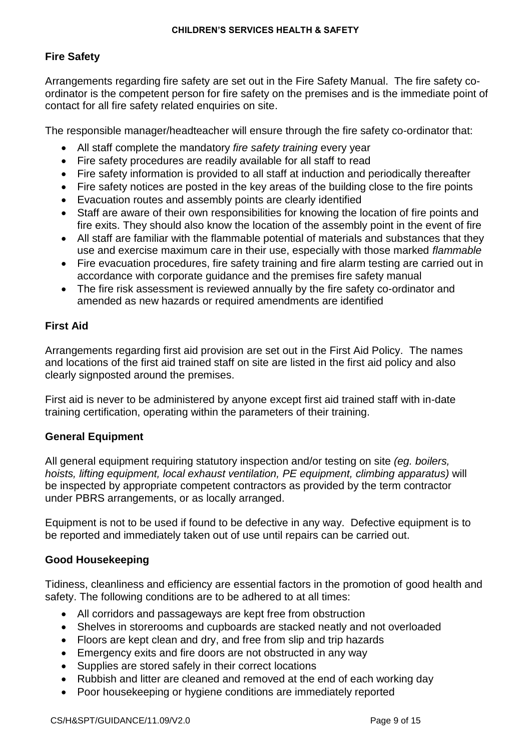## Fire Safety

Arrangements regarding fire safety are set out in the Fire Safety Manual. The fire safety co-ordinator is the competent person for fire safety on the premises and is the immediate point of contact for all fire safety related enquiries on site.

The responsible manager/headteacher will ensure through the fire safety co-ordinator that:

- All staff complete the mandatory *fire safety training* every year
- Fire safety procedures are readily available for all staff to read
- Fire safety information is provided to all staff at induction and periodically thereafter
- Fire safety notices are posted in the key areas of the building close to the fire points
- Evacuation routes and assembly points are clearly identified
- Staff are aware of their own responsibilities for knowing the location of fire points and fire exits. They should also know the location of the assembly point in the event of fire
- All staff are familiar with the flammable potential of materials and substances that they use and exercise maximum care in their use, especially with those marked *flammable*
- Fire evacuation procedures, fire safety training and fire alarm testing are carried out in accordance with corporate guidance and the premises fire safety manual
- The fire risk assessment is reviewed annually by the fire safety co-ordinator and amended as new hazards or required amendments are identified

## First Aid

Arrangements regarding first aid provision are set out in the First Aid Policy. The names and locations of the first aid trained staff on site are listed in the first aid policy and also clearly signposted around the premises.

First aid is never to be administered by anyone except first aid trained staff with in-date training certification, operating within the parameters of their training.

## General Equipment

All general equipment requiring statutory inspection and/or testing on site *(eg. boilers, hoists, lifting equipment, local exhaust ventilation, PE equipment, climbing apparatus)* will be inspected by appropriate competent contractors as provided by the term contractor under PBRS arrangements, or as locally arranged.

Equipment is not to be used if found to be defective in any way. Defective equipment is to be reported and immediately taken out of use until repairs can be carried out.

## Good Housekeeping

Tidiness, cleanliness and efficiency are essential factors in the promotion of good health and safety. The following conditions are to be adhered to at all times:

- All corridors and passageways are kept free from obstruction
- Shelves in storerooms and cupboards are stacked neatly and not overloaded
- Floors are kept clean and dry, and free from slip and trip hazards
- Emergency exits and fire doors are not obstructed in any way
- Supplies are stored safely in their correct locations
- Rubbish and litter are cleaned and removed at the end of each working day
- Poor housekeeping or hygiene conditions are immediately reported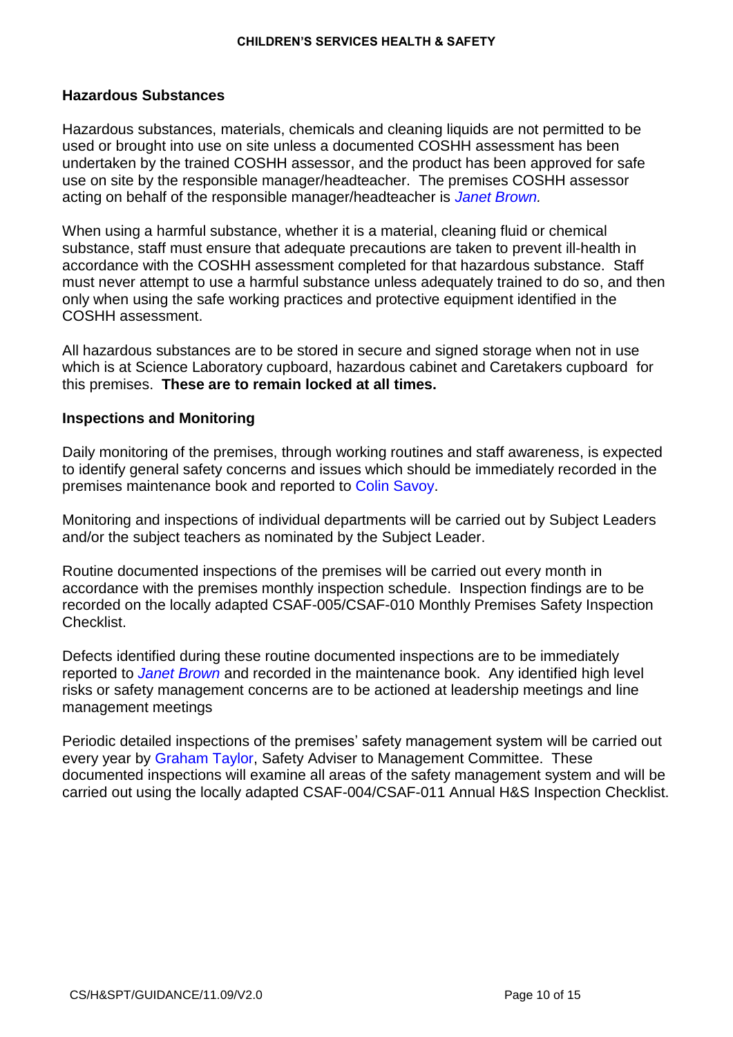## Hazardous Substances

Hazardous substances, materials, chemicals and cleaning liquids are not permitted to be used or brought into use on site unless a documented COSHH assessment has been undertaken by the trained COSHH assessor, and the product has been approved for safe use on site by the responsible manager/headteacher. The premises COSHH assessor acting on behalf of the responsible manager/headteacher is *Janet Brown.*

When using a harmful substance, whether it is a material, cleaning fluid or chemical substance, staff must ensure that adequate precautions are taken to prevent ill-health in accordance with the COSHH assessment completed for that hazardous substance. Staff must never attempt to use a harmful substance unless adequately trained to do so, and then only when using the safe working practices and protective equipment identified in the COSHH assessment.

All hazardous substances are to be stored in secure and signed storage when not in use which is at Science Laboratory cupboard, hazardous cabinet and Caretakers cupboard for this premises. **These are to remain locked at all times.**

## Inspections and Monitoring

Daily monitoring of the premises, through working routines and staff awareness, is expected to identify general safety concerns and issues which should be immediately recorded in the premises maintenance book and reported to Colin Savoy.

Monitoring and inspections of individual departments will be carried out by Subject Leaders and/or the subject teachers as nominated by the Subject Leader.

Routine documented inspections of the premises will be carried out every month in accordance with the premises monthly inspection schedule. Inspection findings are to be recorded on the locally adapted CSAF-005/CSAF-010 Monthly Premises Safety Inspection Checklist.

Defects identified during these routine documented inspections are to be immediately reported to *Janet Brown* and recorded in the maintenance book. Any identified high level risks or safety management concerns are to be actioned at leadership meetings and line management meetings

Periodic detailed inspections of the premises' safety management system will be carried out every year by Graham Taylor, Safety Adviser to Management Committee. These documented inspections will examine all areas of the safety management system and will be carried out using the locally adapted CSAF-004/CSAF-011 Annual H&S Inspection Checklist.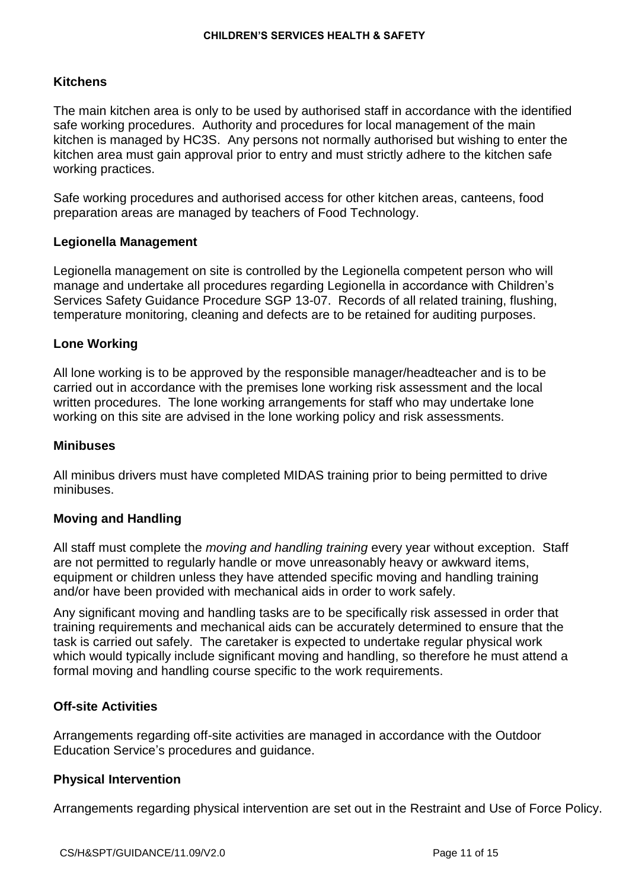## Kitchens

The main kitchen area is only to be used by authorised staff in accordance with the identified safe working procedures. Authority and procedures for local management of the main kitchen is managed by HC3S. Any persons not normally authorised but wishing to enter the kitchen area must gain approval prior to entry and must strictly adhere to the kitchen safe working practices.

Safe working procedures and authorised access for other kitchen areas, canteens, food preparation areas are managed by teachers of Food Technology.

## Legionella Management

Legionella management on site is controlled by the Legionella competent person who will manage and undertake all procedures regarding Legionella in accordance with Children's Services Safety Guidance Procedure SGP 13-07. Records of all related training, flushing, temperature monitoring, cleaning and defects are to be retained for auditing purposes.

## Lone Working

All lone working is to be approved by the responsible manager/headteacher and is to be carried out in accordance with the premises lone working risk assessment and the local written procedures. The lone working arrangements for staff who may undertake lone working on this site are advised in the lone working policy and risk assessments.

## Minibuses

All minibus drivers must have completed MIDAS training prior to being permitted to drive minibuses.

## Moving and Handling

All staff must complete the *moving and handling training* every year without exception. Staff are not permitted to regularly handle or move unreasonably heavy or awkward items, equipment or children unless they have attended specific moving and handling training and/or have been provided with mechanical aids in order to work safely.

Any significant moving and handling tasks are to be specifically risk assessed in order that training requirements and mechanical aids can be accurately determined to ensure that the task is carried out safely. The caretaker is expected to undertake regular physical work which would typically include significant moving and handling, so therefore he must attend a formal moving and handling course specific to the work requirements.

## Off-site Activities

Arrangements regarding off-site activities are managed in accordance with the Outdoor Education Service's procedures and guidance.

## Physical Intervention

Arrangements regarding physical intervention are set out in the Restraint and Use of Force Policy.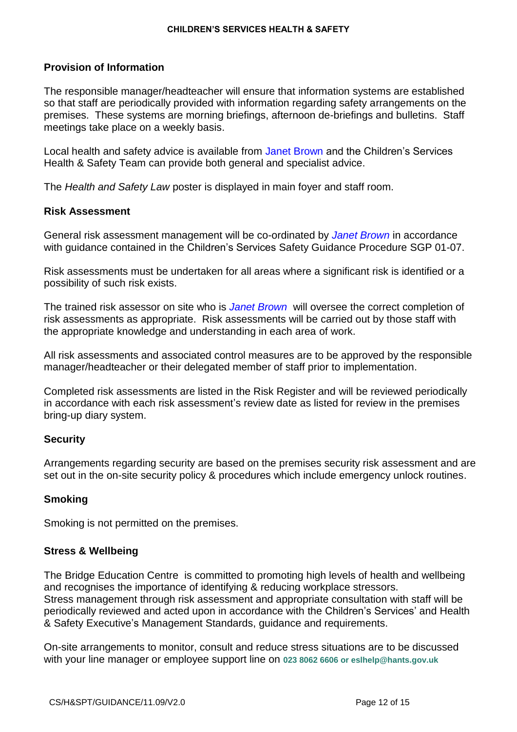## Provision of Information

The responsible manager/headteacher will ensure that information systems are established so that staff are periodically provided with information regarding safety arrangements on the premises. These systems are morning briefings, afternoon de-briefings and bulletins. Staff meetings take place on a weekly basis.

Local health and safety advice is available from Janet Brown and the Children's Services Health & Safety Team can provide both general and specialist advice.

The *Health and Safety Law* poster is displayed in main foyer and staff room.

## Risk Assessment

General risk assessment management will be co-ordinated by *Janet Brown* in accordance with guidance contained in the Children's Services Safety Guidance Procedure SGP 01-07.

Risk assessments must be undertaken for all areas where a significant risk is identified or a possibility of such risk exists.

The trained risk assessor on site who is *Janet Brown* will oversee the correct completion of risk assessments as appropriate. Risk assessments will be carried out by those staff with the appropriate knowledge and understanding in each area of work.

All risk assessments and associated control measures are to be approved by the responsible manager/headteacher or their delegated member of staff prior to implementation.

Completed risk assessments are listed in the Risk Register and will be reviewed periodically in accordance with each risk assessment's review date as listed for review in the premises bring-up diary system.

## Security

Arrangements regarding security are based on the premises security risk assessment and are set out in the on-site security policy & procedures which include emergency unlock routines.

## Smoking

Smoking is not permitted on the premises.

## Stress & Wellbeing

The Bridge Education Centre is committed to promoting high levels of health and wellbeing and recognises the importance of identifying & reducing workplace stressors.
Stress management through risk assessment and appropriate consultation with staff will be periodically reviewed and acted upon in accordance with the Children's Services' and Health & Safety Executive's Management Standards, guidance and requirements.

On-site arrangements to monitor, consult and reduce stress situations are to be discussed with your line manager or employee support line on **023 8062 6606 or eslhelp@hants.gov.uk**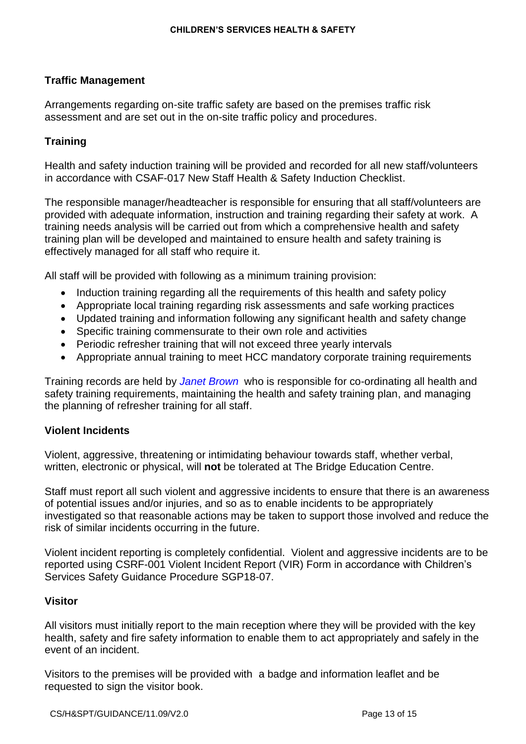## Traffic Management

Arrangements regarding on-site traffic safety are based on the premises traffic risk assessment and are set out in the on-site traffic policy and procedures.

## Training

Health and safety induction training will be provided and recorded for all new staff/volunteers in accordance with CSAF-017 New Staff Health & Safety Induction Checklist.

The responsible manager/headteacher is responsible for ensuring that all staff/volunteers are provided with adequate information, instruction and training regarding their safety at work. A training needs analysis will be carried out from which a comprehensive health and safety training plan will be developed and maintained to ensure health and safety training is effectively managed for all staff who require it.

All staff will be provided with following as a minimum training provision:

- Induction training regarding all the requirements of this health and safety policy
- Appropriate local training regarding risk assessments and safe working practices
- Updated training and information following any significant health and safety change
- Specific training commensurate to their own role and activities
- Periodic refresher training that will not exceed three yearly intervals
- Appropriate annual training to meet HCC mandatory corporate training requirements

Training records are held by *Janet Brown* who is responsible for co-ordinating all health and safety training requirements, maintaining the health and safety training plan, and managing the planning of refresher training for all staff.

## Violent Incidents

Violent, aggressive, threatening or intimidating behaviour towards staff, whether verbal, written, electronic or physical, will **not** be tolerated at The Bridge Education Centre.

Staff must report all such violent and aggressive incidents to ensure that there is an awareness of potential issues and/or injuries, and so as to enable incidents to be appropriately investigated so that reasonable actions may be taken to support those involved and reduce the risk of similar incidents occurring in the future.

Violent incident reporting is completely confidential. Violent and aggressive incidents are to be reported using CSRF-001 Violent Incident Report (VIR) Form in accordance with Children's Services Safety Guidance Procedure SGP18-07.

## Visitor

All visitors must initially report to the main reception where they will be provided with the key health, safety and fire safety information to enable them to act appropriately and safely in the event of an incident.

Visitors to the premises will be provided with a badge and information leaflet and be requested to sign the visitor book.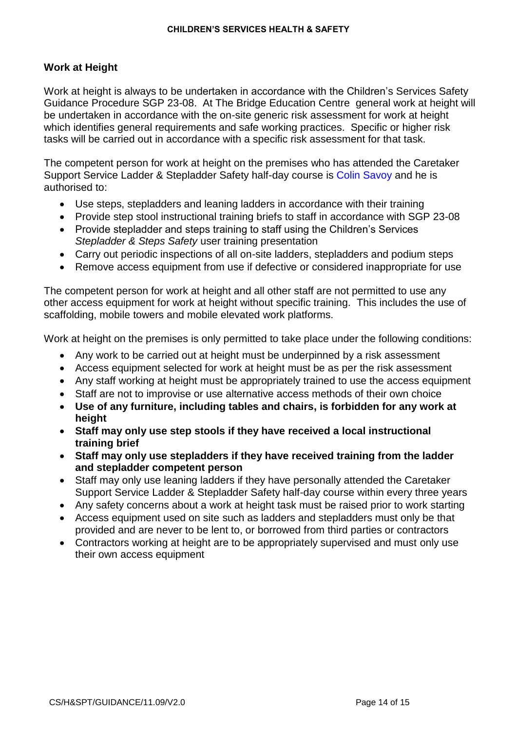## Work at Height

Work at height is always to be undertaken in accordance with the Children's Services Safety Guidance Procedure SGP 23-08. At The Bridge Education Centre general work at height will be undertaken in accordance with the on-site generic risk assessment for work at height which identifies general requirements and safe working practices. Specific or higher risk tasks will be carried out in accordance with a specific risk assessment for that task.

The competent person for work at height on the premises who has attended the Caretaker Support Service Ladder & Stepladder Safety half-day course is Colin Savoy and he is authorised to:

- Use steps, stepladders and leaning ladders in accordance with their training
- Provide step stool instructional training briefs to staff in accordance with SGP 23-08
- Provide stepladder and steps training to staff using the Children's Services *Stepladder & Steps Safety* user training presentation
- Carry out periodic inspections of all on-site ladders, stepladders and podium steps
- Remove access equipment from use if defective or considered inappropriate for use

The competent person for work at height and all other staff are not permitted to use any other access equipment for work at height without specific training. This includes the use of scaffolding, mobile towers and mobile elevated work platforms.

Work at height on the premises is only permitted to take place under the following conditions:

- Any work to be carried out at height must be underpinned by a risk assessment
- Access equipment selected for work at height must be as per the risk assessment
- Any staff working at height must be appropriately trained to use the access equipment
- Staff are not to improvise or use alternative access methods of their own choice
- **Use of any furniture, including tables and chairs, is forbidden for any work at height**
- **Staff may only use step stools if they have received a local instructional training brief**
- **Staff may only use stepladders if they have received training from the ladder and stepladder competent person**
- Staff may only use leaning ladders if they have personally attended the Caretaker Support Service Ladder & Stepladder Safety half-day course within every three years
- Any safety concerns about a work at height task must be raised prior to work starting
- Access equipment used on site such as ladders and stepladders must only be that provided and are never to be lent to, or borrowed from third parties or contractors
- Contractors working at height are to be appropriately supervised and must only use their own access equipment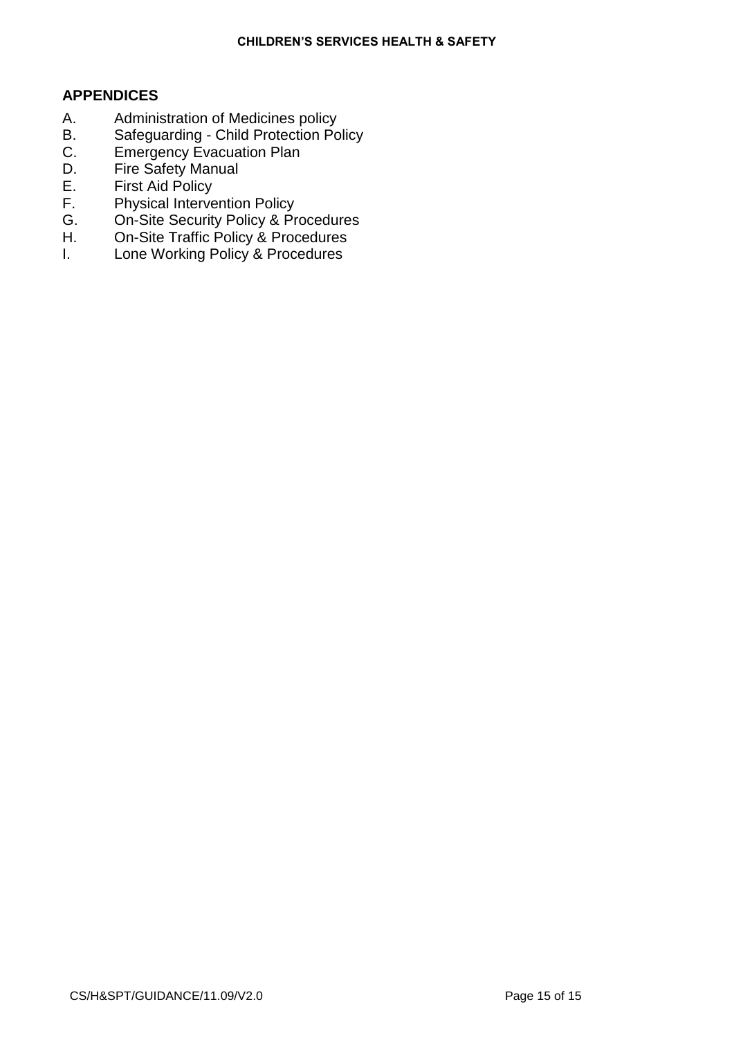## APPENDICES

A. Administration of Medicines policy
B. Safeguarding - Child Protection Policy
C. Emergency Evacuation Plan
D. Fire Safety Manual
E. First Aid Policy
F. Physical Intervention Policy
G. On-Site Security Policy & Procedures
H. On-Site Traffic Policy & Procedures
I. Lone Working Policy & Procedures